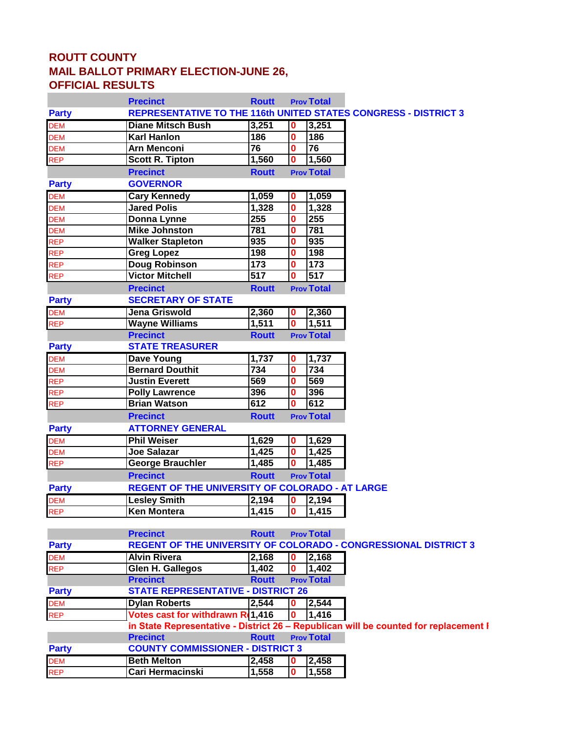# ROUTT COUNTY
# MAIL BALLOT PRIMARY ELECTION-JUNE 26,
# OFFICIAL RESULTS

| Party | Precinct | Routt | Prov | Total |
|---|---|---|---|---|
| | **REPRESENTATIVE TO THE 116th UNITED STATES CONGRESS - DISTRICT 3** | | | |
| DEM | Diane Mitsch Bush | 3,251 | 0 | 3,251 |
| DEM | Karl Hanlon | 186 | 0 | 186 |
| DEM | Arn Menconi | 76 | 0 | 76 |
| REP | Scott R. Tipton | 1,560 | 0 | 1,560 |

| Party | Precinct | Routt | Prov | Total |
|---|---|---|---|---|
| | **GOVERNOR** | | | |
| DEM | Cary Kennedy | 1,059 | 0 | 1,059 |
| DEM | Jared Polis | 1,328 | 0 | 1,328 |
| DEM | Donna Lynne | 255 | 0 | 255 |
| DEM | Mike Johnston | 781 | 0 | 781 |
| REP | Walker Stapleton | 935 | 0 | 935 |
| REP | Greg Lopez | 198 | 0 | 198 |
| REP | Doug Robinson | 173 | 0 | 173 |
| REP | Victor Mitchell | 517 | 0 | 517 |

| Party | Precinct | Routt | Prov | Total |
|---|---|---|---|---|
| | **SECRETARY OF STATE** | | | |
| DEM | Jena Griswold | 2,360 | 0 | 2,360 |
| REP | Wayne Williams | 1,511 | 0 | 1,511 |

| Party | Precinct | Routt | Prov | Total |
|---|---|---|---|---|
| | **STATE TREASURER** | | | |
| DEM | Dave Young | 1,737 | 0 | 1,737 |
| DEM | Bernard Douthit | 734 | 0 | 734 |
| REP | Justin Everett | 569 | 0 | 569 |
| REP | Polly Lawrence | 396 | 0 | 396 |
| REP | Brian Watson | 612 | 0 | 612 |

| Party | Precinct | Routt | Prov | Total |
|---|---|---|---|---|
| | **ATTORNEY GENERAL** | | | |
| DEM | Phil Weiser | 1,629 | 0 | 1,629 |
| DEM | Joe Salazar | 1,425 | 0 | 1,425 |
| REP | George Brauchler | 1,485 | 0 | 1,485 |

| Party | Precinct | Routt | Prov | Total |
|---|---|---|---|---|
| | **REGENT OF THE UNIVERSITY OF COLORADO - AT LARGE** | | | |
| DEM | Lesley Smith | 2,194 | 0 | 2,194 |
| REP | Ken Montera | 1,415 | 0 | 1,415 |

| Party | Precinct | Routt | Prov | Total |
|---|---|---|---|---|
| | **REGENT OF THE UNIVERSITY OF COLORADO - CONGRESSIONAL DISTRICT 3** | | | |
| DEM | Alvin Rivera | 2,168 | 0 | 2,168 |
| REP | Glen H. Gallegos | 1,402 | 0 | 1,402 |

| Party | Precinct | Routt | Prov | Total |
|---|---|---|---|---|
| | **STATE REPRESENTATIVE - DISTRICT 26** | | | |
| DEM | Dylan Roberts | 2,544 | 0 | 2,544 |
| REP | Votes cast for withdrawn R | 1,416 | 0 | 1,416 |

in State Representative - District 26 – Republican will be counted for replacement I

| Party | Precinct | Routt | Prov | Total |
|---|---|---|---|---|
| | **COUNTY COMMISSIONER - DISTRICT 3** | | | |
| DEM | Beth Melton | 2,458 | 0 | 2,458 |
| REP | Cari Hermacinski | 1,558 | 0 | 1,558 |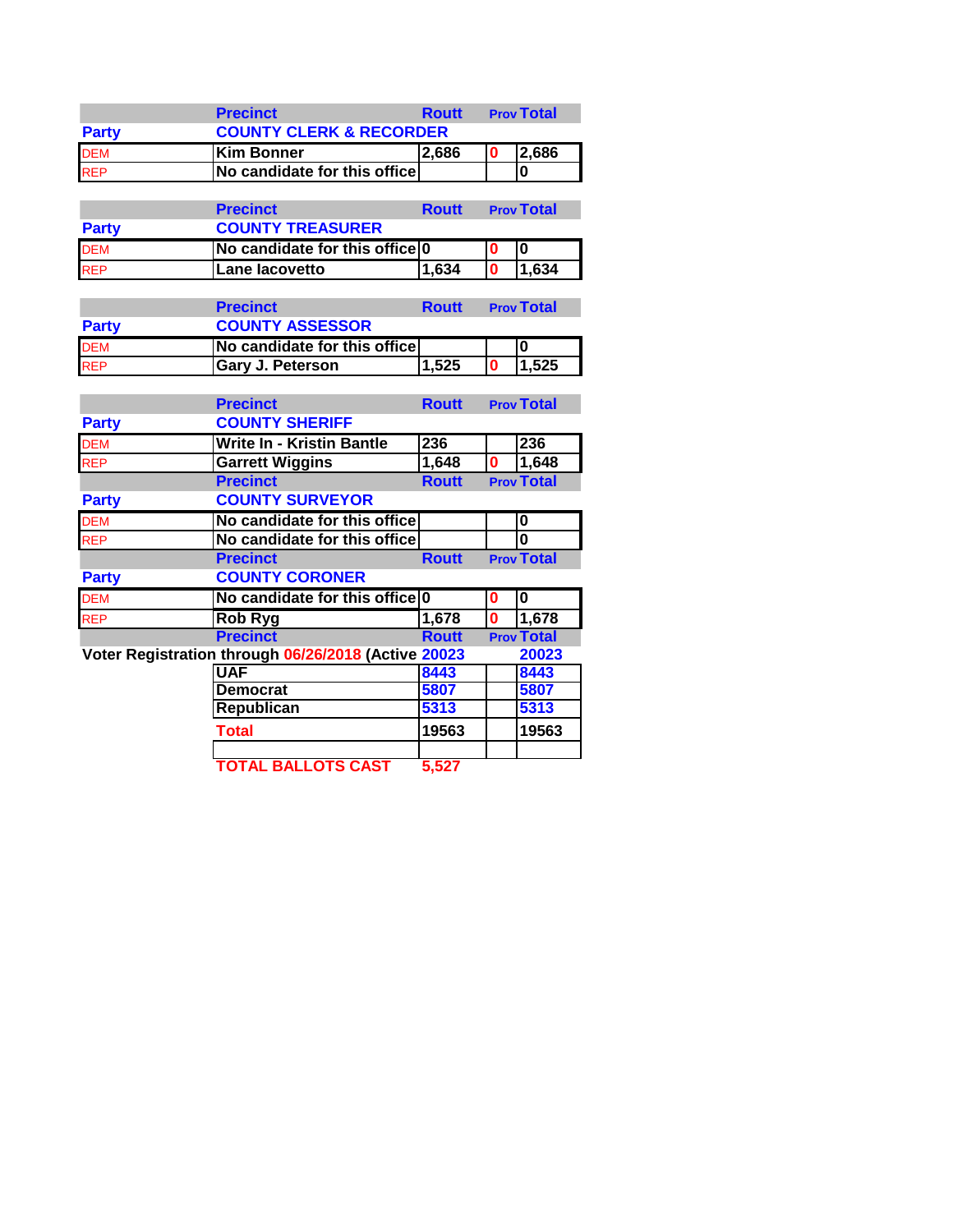| Party | Precinct | Routt | Prov | Total |
|---|---|---|---|---|
| | COUNTY CLERK & RECORDER | | | |
| DEM | Kim Bonner | 2,686 | 0 | 2,686 |
| REP | No candidate for this office | | | 0 |

| Party | Precinct | Routt | Prov | Total |
|---|---|---|---|---|
| | COUNTY TREASURER | | | |
| DEM | No candidate for this office | 0 | 0 | 0 |
| REP | Lane Iacovetto | 1,634 | 0 | 1,634 |

| Party | Precinct | Routt | Prov | Total |
|---|---|---|---|---|
| | COUNTY ASSESSOR | | | |
| DEM | No candidate for this office | | | 0 |
| REP | Gary J. Peterson | 1,525 | 0 | 1,525 |

| Party | Precinct | Routt | Prov | Total |
|---|---|---|---|---|
| | COUNTY SHERIFF | | | |
| DEM | Write In - Kristin Bantle | 236 | | 236 |
| REP | Garrett Wiggins | 1,648 | 0 | 1,648 |

| Party | Precinct | Routt | Prov | Total |
|---|---|---|---|---|
| | COUNTY SURVEYOR | | | |
| DEM | No candidate for this office | | | 0 |
| REP | No candidate for this office | | | 0 |

| Party | Precinct | Routt | Prov | Total |
|---|---|---|---|---|
| | COUNTY CORONER | | | |
| DEM | No candidate for this office | 0 | 0 | 0 |
| REP | Rob Ryg | 1,678 | 0 | 1,678 |

| | Precinct | Routt | Prov | Total |
|---|---|---|---|---|
| Voter Registration through 06/26/2018 (Active | | 20023 | | 20023 |
| | UAF | 8443 | | 8443 |
| | Democrat | 5807 | | 5807 |
| | Republican | 5313 | | 5313 |
| | Total | 19563 | | 19563 |
| | | | | |
| | TOTAL BALLOTS CAST | 5,527 | | |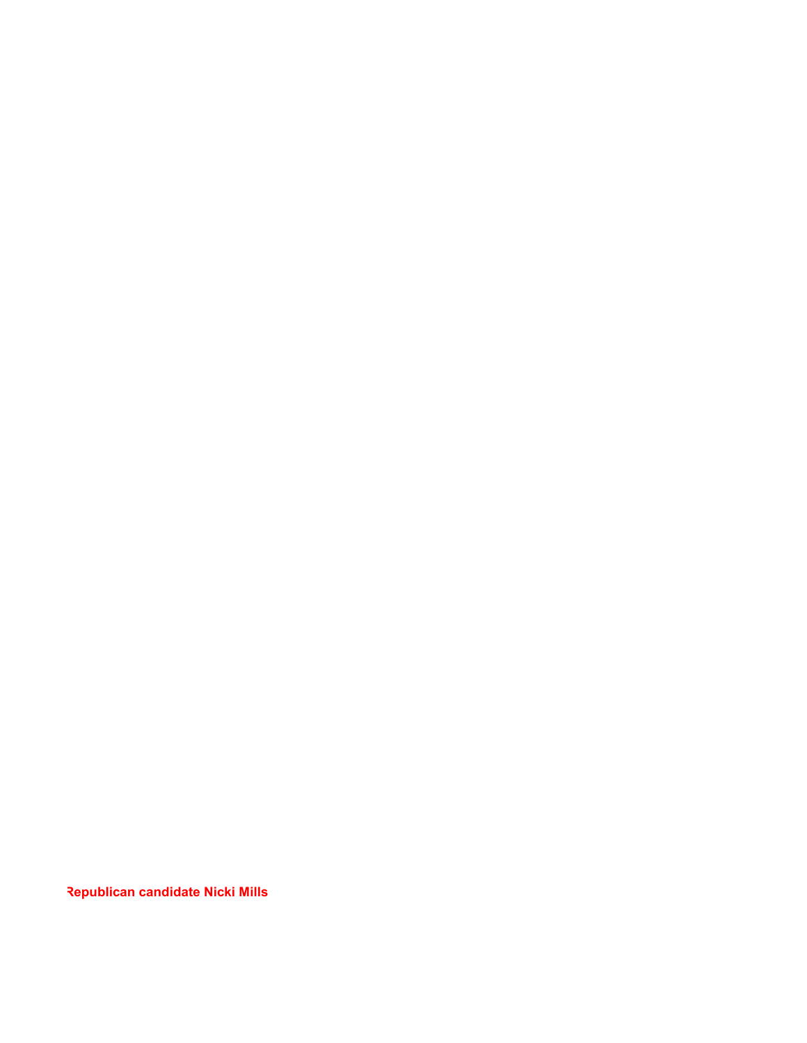Republican candidate Nicki Mills